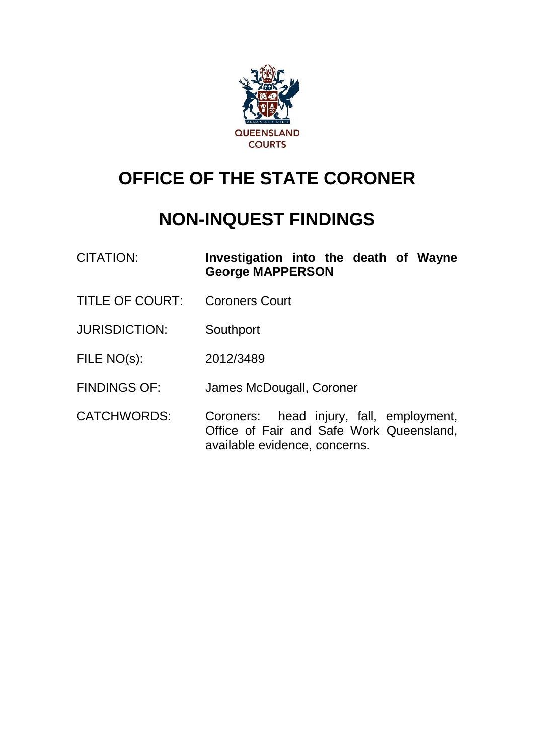QUEENSLAND COURTS

# OFFICE OF THE STATE CORONER

# NON-INQUEST FINDINGS

| | |
|---|---|
| CITATION: | **Investigation into the death of Wayne George MAPPERSON** |
| TITLE OF COURT: | Coroners Court |
| JURISDICTION: | Southport |
| FILE NO(s): | 2012/3489 |
| FINDINGS OF: | James McDougall, Coroner |
| CATCHWORDS: | Coroners: head injury, fall, employment, Office of Fair and Safe Work Queensland, available evidence, concerns. |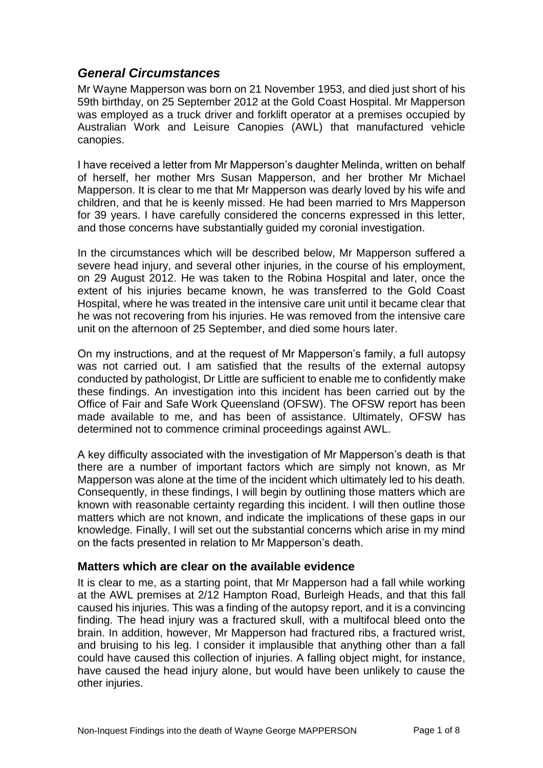## *General Circumstances*

Mr Wayne Mapperson was born on 21 November 1953, and died just short of his 59th birthday, on 25 September 2012 at the Gold Coast Hospital. Mr Mapperson was employed as a truck driver and forklift operator at a premises occupied by Australian Work and Leisure Canopies (AWL) that manufactured vehicle canopies.

I have received a letter from Mr Mapperson's daughter Melinda, written on behalf of herself, her mother Mrs Susan Mapperson, and her brother Mr Michael Mapperson. It is clear to me that Mr Mapperson was dearly loved by his wife and children, and that he is keenly missed. He had been married to Mrs Mapperson for 39 years. I have carefully considered the concerns expressed in this letter, and those concerns have substantially guided my coronial investigation.

In the circumstances which will be described below, Mr Mapperson suffered a severe head injury, and several other injuries, in the course of his employment, on 29 August 2012. He was taken to the Robina Hospital and later, once the extent of his injuries became known, he was transferred to the Gold Coast Hospital, where he was treated in the intensive care unit until it became clear that he was not recovering from his injuries. He was removed from the intensive care unit on the afternoon of 25 September, and died some hours later.

On my instructions, and at the request of Mr Mapperson's family, a full autopsy was not carried out. I am satisfied that the results of the external autopsy conducted by pathologist, Dr Little are sufficient to enable me to confidently make these findings. An investigation into this incident has been carried out by the Office of Fair and Safe Work Queensland (OFSW). The OFSW report has been made available to me, and has been of assistance. Ultimately, OFSW has determined not to commence criminal proceedings against AWL.

A key difficulty associated with the investigation of Mr Mapperson's death is that there are a number of important factors which are simply not known, as Mr Mapperson was alone at the time of the incident which ultimately led to his death. Consequently, in these findings, I will begin by outlining those matters which are known with reasonable certainty regarding this incident. I will then outline those matters which are not known, and indicate the implications of these gaps in our knowledge. Finally, I will set out the substantial concerns which arise in my mind on the facts presented in relation to Mr Mapperson's death.

### Matters which are clear on the available evidence

It is clear to me, as a starting point, that Mr Mapperson had a fall while working at the AWL premises at 2/12 Hampton Road, Burleigh Heads, and that this fall caused his injuries. This was a finding of the autopsy report, and it is a convincing finding. The head injury was a fractured skull, with a multifocal bleed onto the brain. In addition, however, Mr Mapperson had fractured ribs, a fractured wrist, and bruising to his leg. I consider it implausible that anything other than a fall could have caused this collection of injuries. A falling object might, for instance, have caused the head injury alone, but would have been unlikely to cause the other injuries.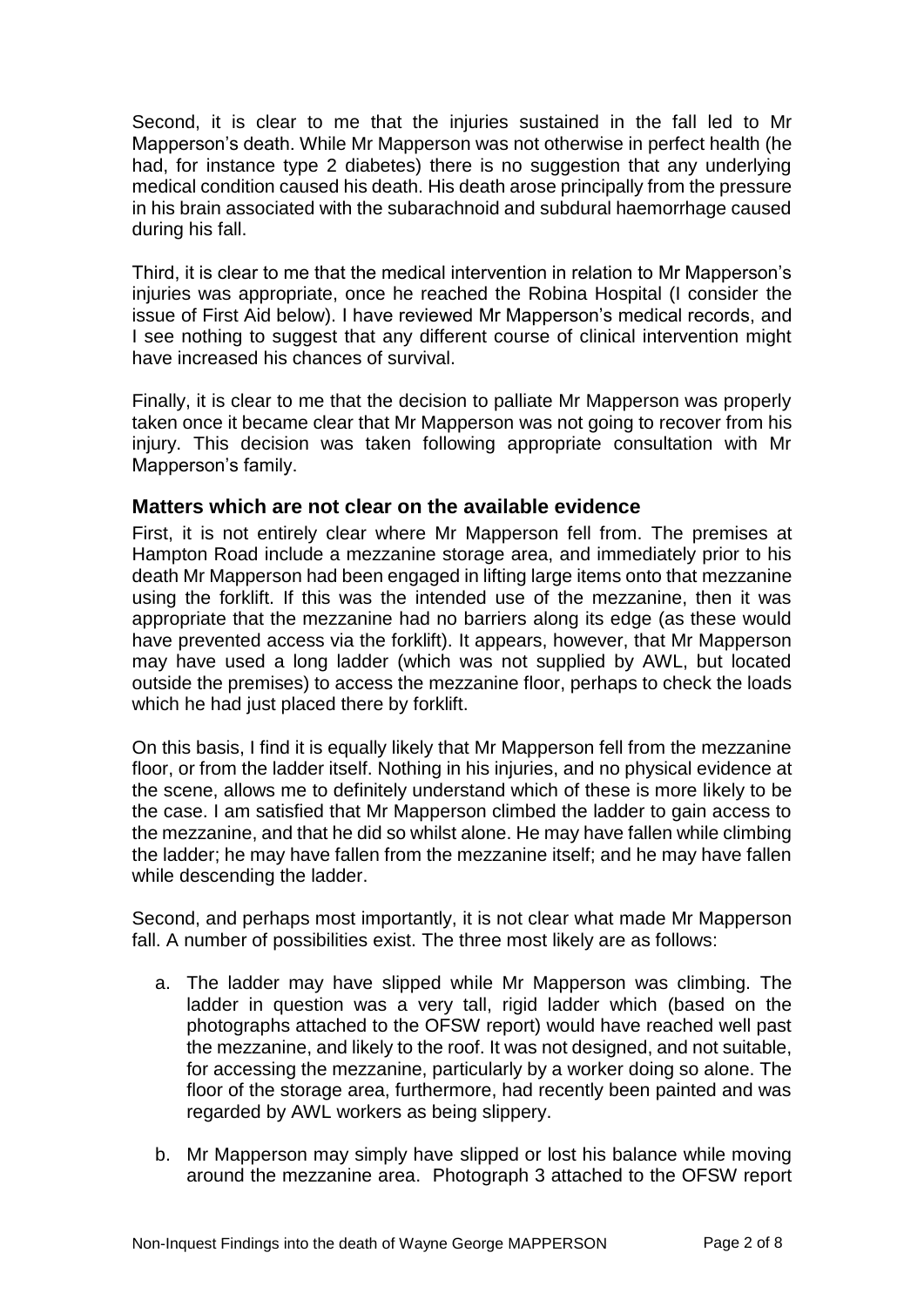Second, it is clear to me that the injuries sustained in the fall led to Mr Mapperson's death. While Mr Mapperson was not otherwise in perfect health (he had, for instance type 2 diabetes) there is no suggestion that any underlying medical condition caused his death. His death arose principally from the pressure in his brain associated with the subarachnoid and subdural haemorrhage caused during his fall.

Third, it is clear to me that the medical intervention in relation to Mr Mapperson's injuries was appropriate, once he reached the Robina Hospital (I consider the issue of First Aid below). I have reviewed Mr Mapperson's medical records, and I see nothing to suggest that any different course of clinical intervention might have increased his chances of survival.

Finally, it is clear to me that the decision to palliate Mr Mapperson was properly taken once it became clear that Mr Mapperson was not going to recover from his injury. This decision was taken following appropriate consultation with Mr Mapperson's family.

## Matters which are not clear on the available evidence

First, it is not entirely clear where Mr Mapperson fell from. The premises at Hampton Road include a mezzanine storage area, and immediately prior to his death Mr Mapperson had been engaged in lifting large items onto that mezzanine using the forklift. If this was the intended use of the mezzanine, then it was appropriate that the mezzanine had no barriers along its edge (as these would have prevented access via the forklift). It appears, however, that Mr Mapperson may have used a long ladder (which was not supplied by AWL, but located outside the premises) to access the mezzanine floor, perhaps to check the loads which he had just placed there by forklift.

On this basis, I find it is equally likely that Mr Mapperson fell from the mezzanine floor, or from the ladder itself. Nothing in his injuries, and no physical evidence at the scene, allows me to definitely understand which of these is more likely to be the case. I am satisfied that Mr Mapperson climbed the ladder to gain access to the mezzanine, and that he did so whilst alone. He may have fallen while climbing the ladder; he may have fallen from the mezzanine itself; and he may have fallen while descending the ladder.

Second, and perhaps most importantly, it is not clear what made Mr Mapperson fall. A number of possibilities exist. The three most likely are as follows:

a. The ladder may have slipped while Mr Mapperson was climbing. The ladder in question was a very tall, rigid ladder which (based on the photographs attached to the OFSW report) would have reached well past the mezzanine, and likely to the roof. It was not designed, and not suitable, for accessing the mezzanine, particularly by a worker doing so alone. The floor of the storage area, furthermore, had recently been painted and was regarded by AWL workers as being slippery.

b. Mr Mapperson may simply have slipped or lost his balance while moving around the mezzanine area. Photograph 3 attached to the OFSW report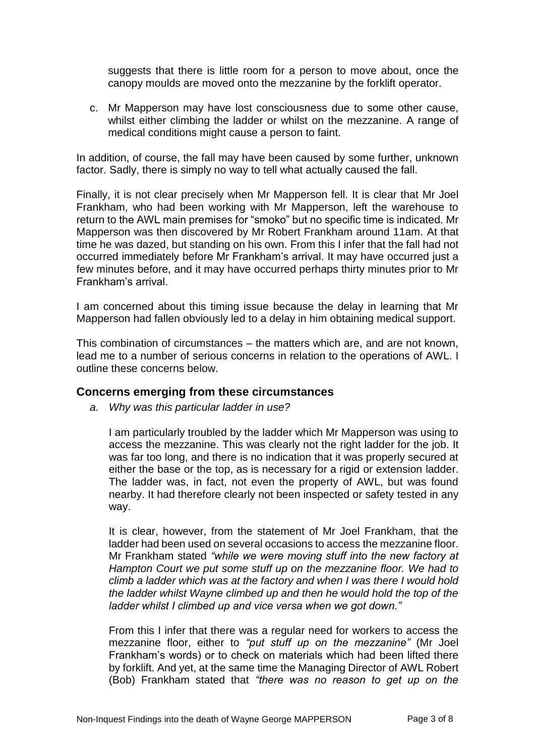suggests that there is little room for a person to move about, once the canopy moulds are moved onto the mezzanine by the forklift operator.

c. Mr Mapperson may have lost consciousness due to some other cause, whilst either climbing the ladder or whilst on the mezzanine. A range of medical conditions might cause a person to faint.

In addition, of course, the fall may have been caused by some further, unknown factor. Sadly, there is simply no way to tell what actually caused the fall.

Finally, it is not clear precisely when Mr Mapperson fell. It is clear that Mr Joel Frankham, who had been working with Mr Mapperson, left the warehouse to return to the AWL main premises for "smoko" but no specific time is indicated. Mr Mapperson was then discovered by Mr Robert Frankham around 11am. At that time he was dazed, but standing on his own. From this I infer that the fall had not occurred immediately before Mr Frankham's arrival. It may have occurred just a few minutes before, and it may have occurred perhaps thirty minutes prior to Mr Frankham's arrival.

I am concerned about this timing issue because the delay in learning that Mr Mapperson had fallen obviously led to a delay in him obtaining medical support.

This combination of circumstances – the matters which are, and are not known, lead me to a number of serious concerns in relation to the operations of AWL. I outline these concerns below.

## Concerns emerging from these circumstances

*a. Why was this particular ladder in use?*

I am particularly troubled by the ladder which Mr Mapperson was using to access the mezzanine. This was clearly not the right ladder for the job. It was far too long, and there is no indication that it was properly secured at either the base or the top, as is necessary for a rigid or extension ladder. The ladder was, in fact, not even the property of AWL, but was found nearby. It had therefore clearly not been inspected or safety tested in any way.

It is clear, however, from the statement of Mr Joel Frankham, that the ladder had been used on several occasions to access the mezzanine floor. Mr Frankham stated *"while we were moving stuff into the new factory at Hampton Court we put some stuff up on the mezzanine floor. We had to climb a ladder which was at the factory and when I was there I would hold the ladder whilst Wayne climbed up and then he would hold the top of the ladder whilst I climbed up and vice versa when we got down."*

From this I infer that there was a regular need for workers to access the mezzanine floor, either to *"put stuff up on the mezzanine"* (Mr Joel Frankham's words) or to check on materials which had been lifted there by forklift. And yet, at the same time the Managing Director of AWL Robert (Bob) Frankham stated that *"there was no reason to get up on the*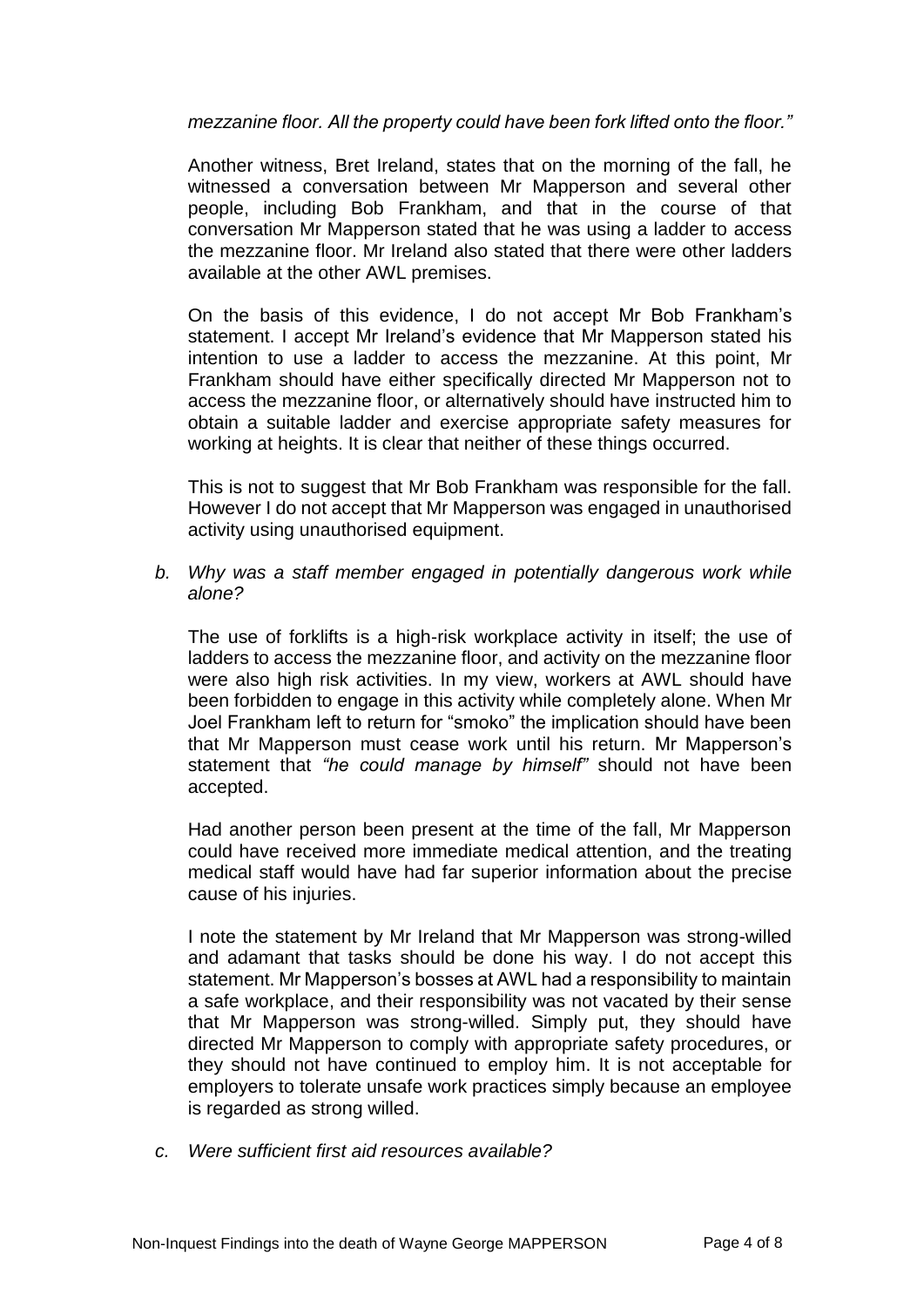*mezzanine floor. All the property could have been fork lifted onto the floor."*

Another witness, Bret Ireland, states that on the morning of the fall, he witnessed a conversation between Mr Mapperson and several other people, including Bob Frankham, and that in the course of that conversation Mr Mapperson stated that he was using a ladder to access the mezzanine floor. Mr Ireland also stated that there were other ladders available at the other AWL premises.

On the basis of this evidence, I do not accept Mr Bob Frankham's statement. I accept Mr Ireland's evidence that Mr Mapperson stated his intention to use a ladder to access the mezzanine. At this point, Mr Frankham should have either specifically directed Mr Mapperson not to access the mezzanine floor, or alternatively should have instructed him to obtain a suitable ladder and exercise appropriate safety measures for working at heights. It is clear that neither of these things occurred.

This is not to suggest that Mr Bob Frankham was responsible for the fall. However I do not accept that Mr Mapperson was engaged in unauthorised activity using unauthorised equipment.

*b. Why was a staff member engaged in potentially dangerous work while alone?*

The use of forklifts is a high-risk workplace activity in itself; the use of ladders to access the mezzanine floor, and activity on the mezzanine floor were also high risk activities. In my view, workers at AWL should have been forbidden to engage in this activity while completely alone. When Mr Joel Frankham left to return for "smoko" the implication should have been that Mr Mapperson must cease work until his return. Mr Mapperson's statement that *"he could manage by himself"* should not have been accepted.

Had another person been present at the time of the fall, Mr Mapperson could have received more immediate medical attention, and the treating medical staff would have had far superior information about the precise cause of his injuries.

I note the statement by Mr Ireland that Mr Mapperson was strong-willed and adamant that tasks should be done his way. I do not accept this statement. Mr Mapperson's bosses at AWL had a responsibility to maintain a safe workplace, and their responsibility was not vacated by their sense that Mr Mapperson was strong-willed. Simply put, they should have directed Mr Mapperson to comply with appropriate safety procedures, or they should not have continued to employ him. It is not acceptable for employers to tolerate unsafe work practices simply because an employee is regarded as strong willed.

*c. Were sufficient first aid resources available?*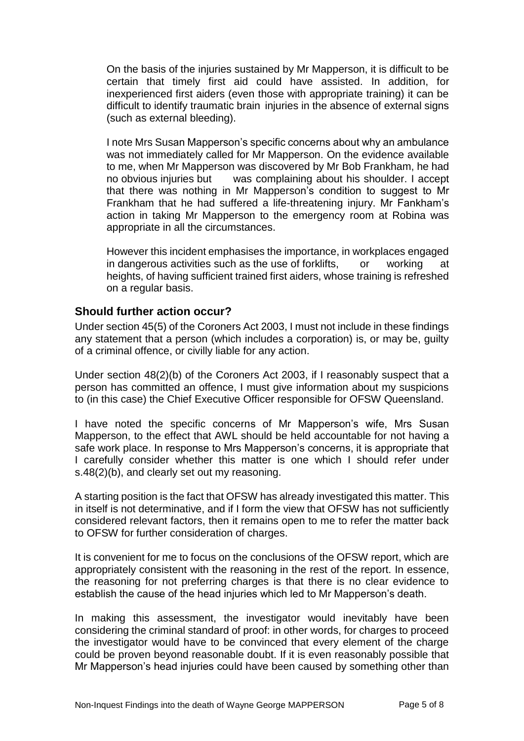On the basis of the injuries sustained by Mr Mapperson, it is difficult to be certain that timely first aid could have assisted. In addition, for inexperienced first aiders (even those with appropriate training) it can be difficult to identify traumatic brain injuries in the absence of external signs (such as external bleeding).

I note Mrs Susan Mapperson's specific concerns about why an ambulance was not immediately called for Mr Mapperson. On the evidence available to me, when Mr Mapperson was discovered by Mr Bob Frankham, he had no obvious injuries but was complaining about his shoulder. I accept that there was nothing in Mr Mapperson's condition to suggest to Mr Frankham that he had suffered a life-threatening injury. Mr Fankham's action in taking Mr Mapperson to the emergency room at Robina was appropriate in all the circumstances.

However this incident emphasises the importance, in workplaces engaged in dangerous activities such as the use of forklifts, or working at heights, of having sufficient trained first aiders, whose training is refreshed on a regular basis.

## Should further action occur?

Under section 45(5) of the Coroners Act 2003, I must not include in these findings any statement that a person (which includes a corporation) is, or may be, guilty of a criminal offence, or civilly liable for any action.

Under section 48(2)(b) of the Coroners Act 2003, if I reasonably suspect that a person has committed an offence, I must give information about my suspicions to (in this case) the Chief Executive Officer responsible for OFSW Queensland.

I have noted the specific concerns of Mr Mapperson's wife, Mrs Susan Mapperson, to the effect that AWL should be held accountable for not having a safe work place. In response to Mrs Mapperson's concerns, it is appropriate that I carefully consider whether this matter is one which I should refer under s.48(2)(b), and clearly set out my reasoning.

A starting position is the fact that OFSW has already investigated this matter. This in itself is not determinative, and if I form the view that OFSW has not sufficiently considered relevant factors, then it remains open to me to refer the matter back to OFSW for further consideration of charges.

It is convenient for me to focus on the conclusions of the OFSW report, which are appropriately consistent with the reasoning in the rest of the report. In essence, the reasoning for not preferring charges is that there is no clear evidence to establish the cause of the head injuries which led to Mr Mapperson's death.

In making this assessment, the investigator would inevitably have been considering the criminal standard of proof: in other words, for charges to proceed the investigator would have to be convinced that every element of the charge could be proven beyond reasonable doubt. If it is even reasonably possible that Mr Mapperson's head injuries could have been caused by something other than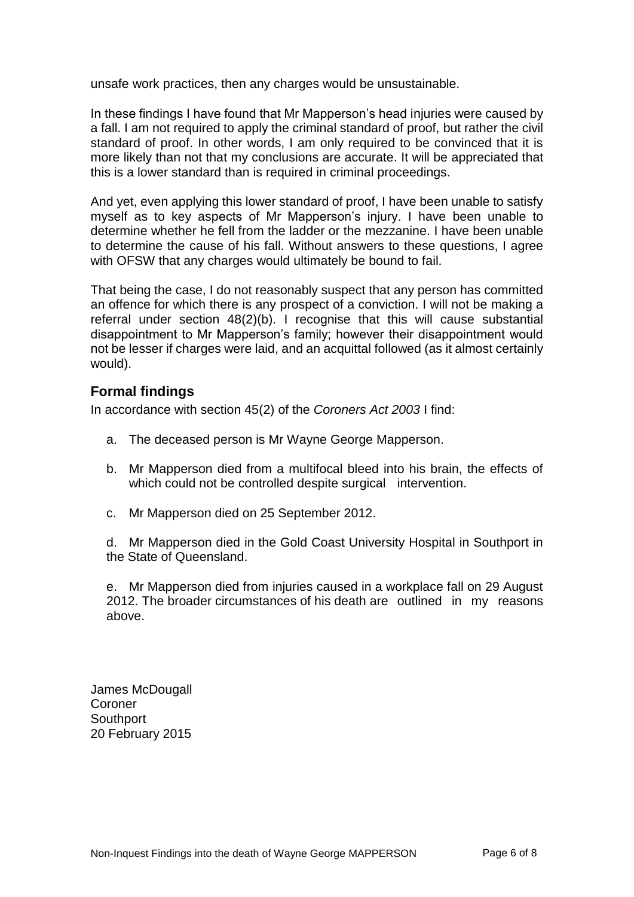unsafe work practices, then any charges would be unsustainable.

In these findings I have found that Mr Mapperson's head injuries were caused by a fall. I am not required to apply the criminal standard of proof, but rather the civil standard of proof. In other words, I am only required to be convinced that it is more likely than not that my conclusions are accurate. It will be appreciated that this is a lower standard than is required in criminal proceedings.

And yet, even applying this lower standard of proof, I have been unable to satisfy myself as to key aspects of Mr Mapperson's injury. I have been unable to determine whether he fell from the ladder or the mezzanine. I have been unable to determine the cause of his fall. Without answers to these questions, I agree with OFSW that any charges would ultimately be bound to fail.

That being the case, I do not reasonably suspect that any person has committed an offence for which there is any prospect of a conviction. I will not be making a referral under section 48(2)(b). I recognise that this will cause substantial disappointment to Mr Mapperson's family; however their disappointment would not be lesser if charges were laid, and an acquittal followed (as it almost certainly would).

## Formal findings

In accordance with section 45(2) of the *Coroners Act 2003* I find:

a. The deceased person is Mr Wayne George Mapperson.

b. Mr Mapperson died from a multifocal bleed into his brain, the effects of which could not be controlled despite surgical intervention.

c. Mr Mapperson died on 25 September 2012.

d. Mr Mapperson died in the Gold Coast University Hospital in Southport in the State of Queensland.

e. Mr Mapperson died from injuries caused in a workplace fall on 29 August 2012. The broader circumstances of his death are outlined in my reasons above.

James McDougall
Coroner
Southport
20 February 2015